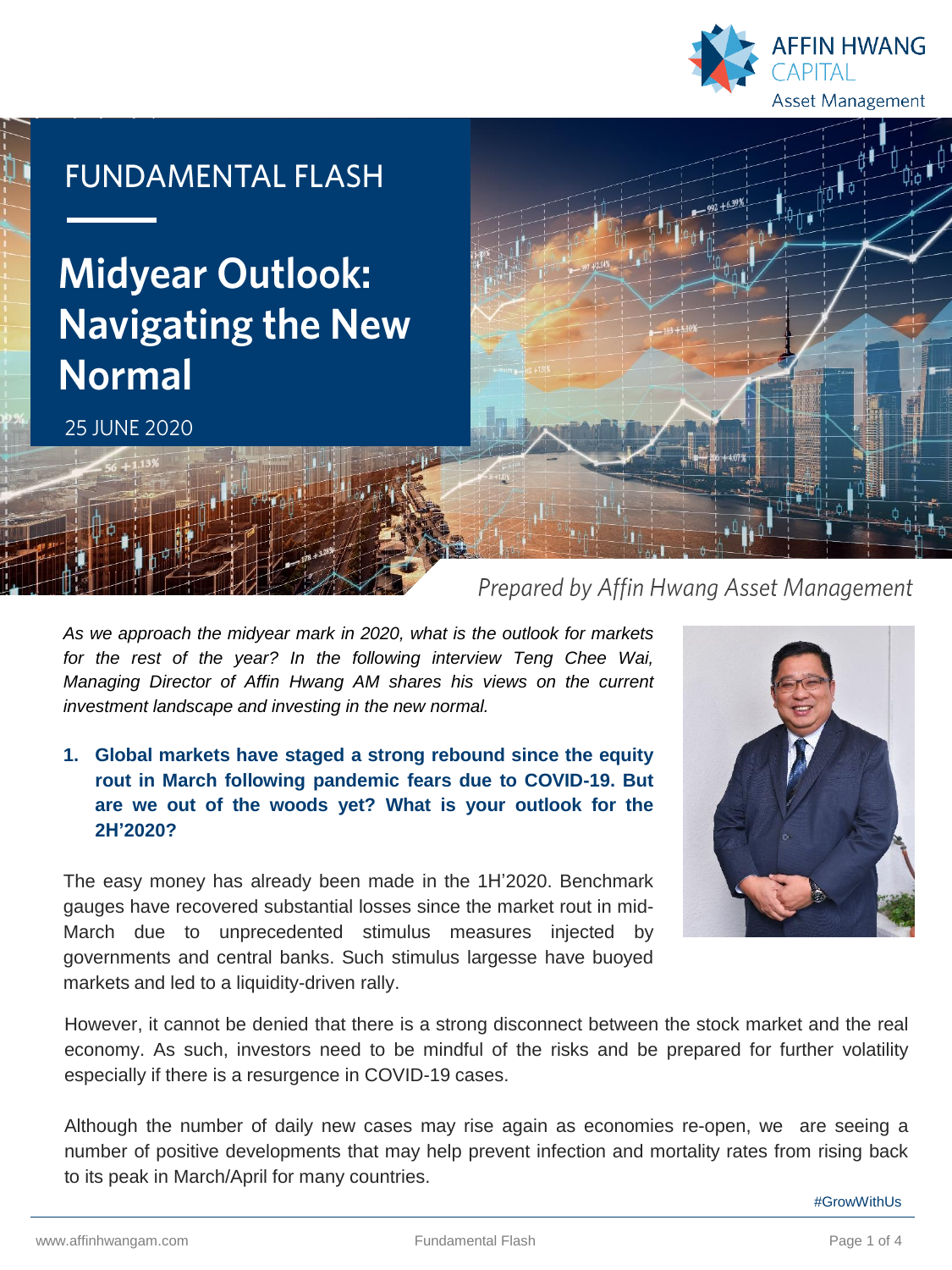FUNDAMENTAL FLASH

# Midyear Outlook: Navigating the New Normal

25 JUNE 2020

*Prepared by Affin Hwang Asset Management*

*As we approach the midyear mark in 2020, what is the outlook for markets for the rest of the year? In the following interview Teng Chee Wai, Managing Director of Affin Hwang AM shares his views on the current investment landscape and investing in the new normal.*

**1. Global markets have staged a strong rebound since the equity rout in March following pandemic fears due to COVID-19. But are we out of the woods yet? What is your outlook for the 2H'2020?**

The easy money has already been made in the 1H'2020. Benchmark gauges have recovered substantial losses since the market rout in mid-March due to unprecedented stimulus measures injected by governments and central banks. Such stimulus largesse have buoyed markets and led to a liquidity-driven rally.

However, it cannot be denied that there is a strong disconnect between the stock market and the real economy. As such, investors need to be mindful of the risks and be prepared for further volatility especially if there is a resurgence in COVID-19 cases.

Although the number of daily new cases may rise again as economies re-open, we are seeing a number of positive developments that may help prevent infection and mortality rates from rising back to its peak in March/April for many countries.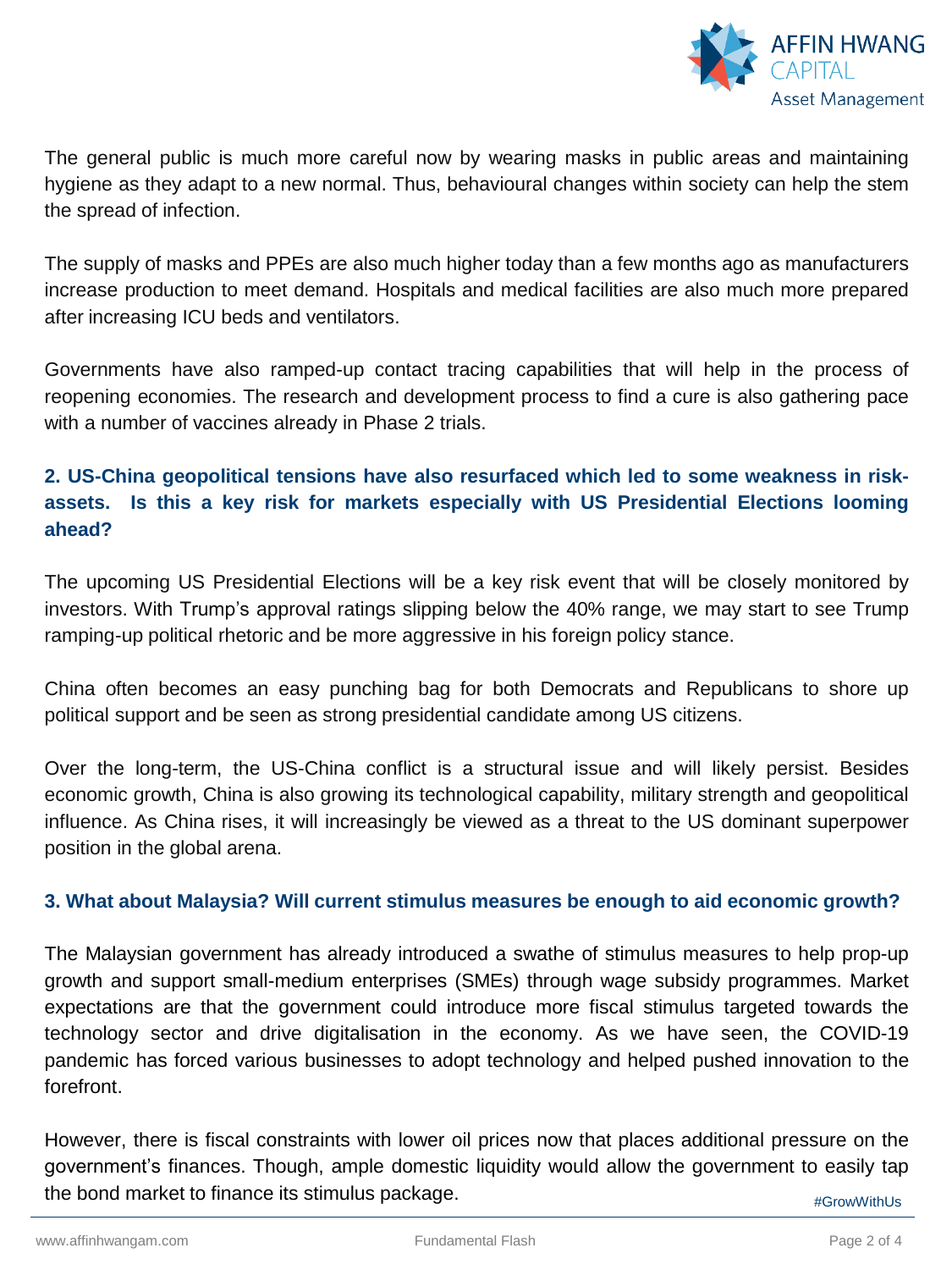The general public is much more careful now by wearing masks in public areas and maintaining hygiene as they adapt to a new normal. Thus, behavioural changes within society can help the stem the spread of infection.

The supply of masks and PPEs are also much higher today than a few months ago as manufacturers increase production to meet demand. Hospitals and medical facilities are also much more prepared after increasing ICU beds and ventilators.

Governments have also ramped-up contact tracing capabilities that will help in the process of reopening economies. The research and development process to find a cure is also gathering pace with a number of vaccines already in Phase 2 trials.

### 2. US-China geopolitical tensions have also resurfaced which led to some weakness in risk-assets. Is this a key risk for markets especially with US Presidential Elections looming ahead?

The upcoming US Presidential Elections will be a key risk event that will be closely monitored by investors. With Trump's approval ratings slipping below the 40% range, we may start to see Trump ramping-up political rhetoric and be more aggressive in his foreign policy stance.

China often becomes an easy punching bag for both Democrats and Republicans to shore up political support and be seen as strong presidential candidate among US citizens.

Over the long-term, the US-China conflict is a structural issue and will likely persist. Besides economic growth, China is also growing its technological capability, military strength and geopolitical influence. As China rises, it will increasingly be viewed as a threat to the US dominant superpower position in the global arena.

### 3. What about Malaysia? Will current stimulus measures be enough to aid economic growth?

The Malaysian government has already introduced a swathe of stimulus measures to help prop-up growth and support small-medium enterprises (SMEs) through wage subsidy programmes. Market expectations are that the government could introduce more fiscal stimulus targeted towards the technology sector and drive digitalisation in the economy. As we have seen, the COVID-19 pandemic has forced various businesses to adopt technology and helped pushed innovation to the forefront.

However, there is fiscal constraints with lower oil prices now that places additional pressure on the government's finances. Though, ample domestic liquidity would allow the government to easily tap the bond market to finance its stimulus package.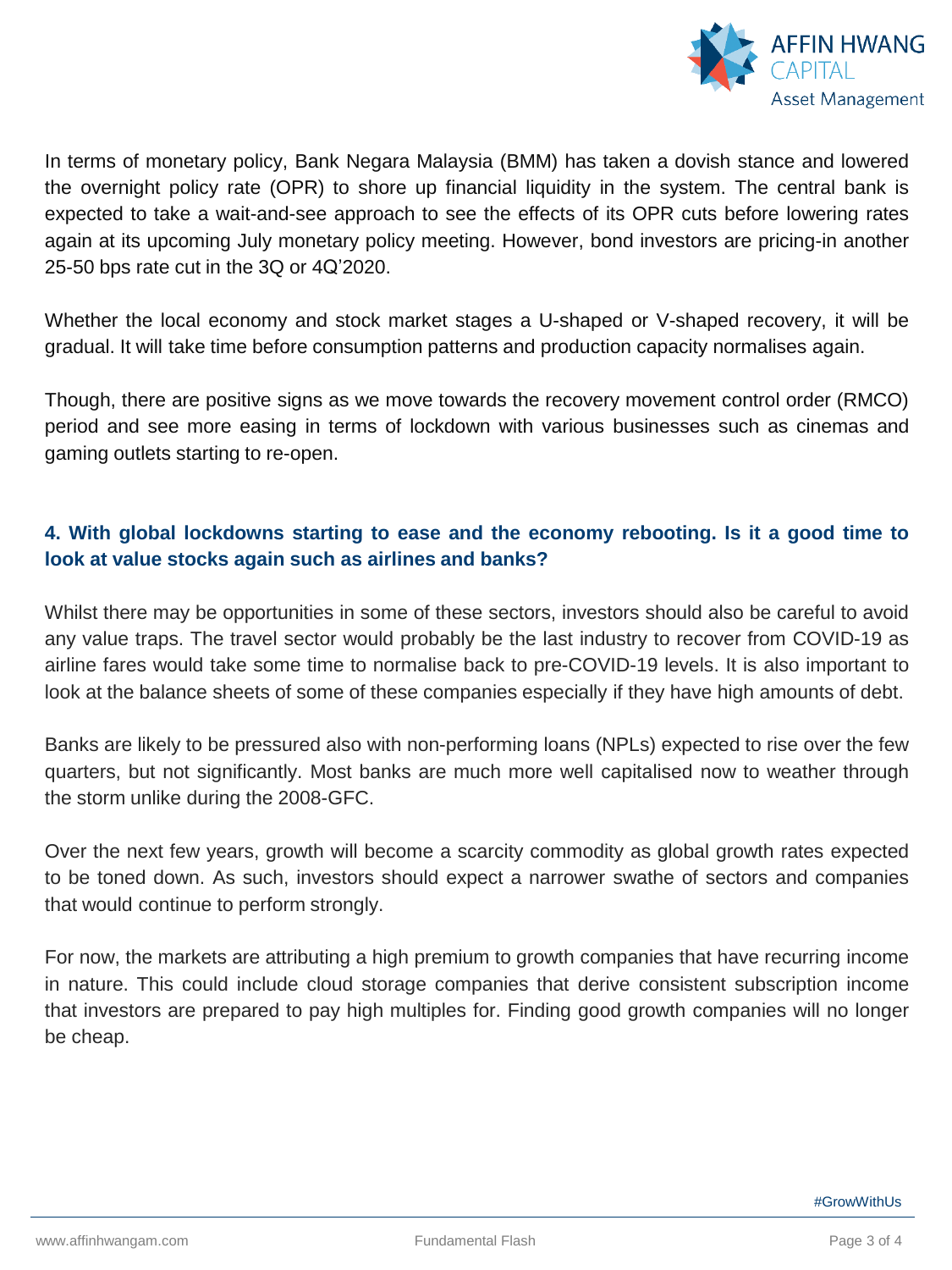In terms of monetary policy, Bank Negara Malaysia (BMM) has taken a dovish stance and lowered the overnight policy rate (OPR) to shore up financial liquidity in the system. The central bank is expected to take a wait-and-see approach to see the effects of its OPR cuts before lowering rates again at its upcoming July monetary policy meeting. However, bond investors are pricing-in another 25-50 bps rate cut in the 3Q or 4Q'2020.

Whether the local economy and stock market stages a U-shaped or V-shaped recovery, it will be gradual. It will take time before consumption patterns and production capacity normalises again.

Though, there are positive signs as we move towards the recovery movement control order (RMCO) period and see more easing in terms of lockdown with various businesses such as cinemas and gaming outlets starting to re-open.

### 4. With global lockdowns starting to ease and the economy rebooting. Is it a good time to look at value stocks again such as airlines and banks?

Whilst there may be opportunities in some of these sectors, investors should also be careful to avoid any value traps. The travel sector would probably be the last industry to recover from COVID-19 as airline fares would take some time to normalise back to pre-COVID-19 levels. It is also important to look at the balance sheets of some of these companies especially if they have high amounts of debt.

Banks are likely to be pressured also with non-performing loans (NPLs) expected to rise over the few quarters, but not significantly. Most banks are much more well capitalised now to weather through the storm unlike during the 2008-GFC.

Over the next few years, growth will become a scarcity commodity as global growth rates expected to be toned down. As such, investors should expect a narrower swathe of sectors and companies that would continue to perform strongly.

For now, the markets are attributing a high premium to growth companies that have recurring income in nature. This could include cloud storage companies that derive consistent subscription income that investors are prepared to pay high multiples for. Finding good growth companies will no longer be cheap.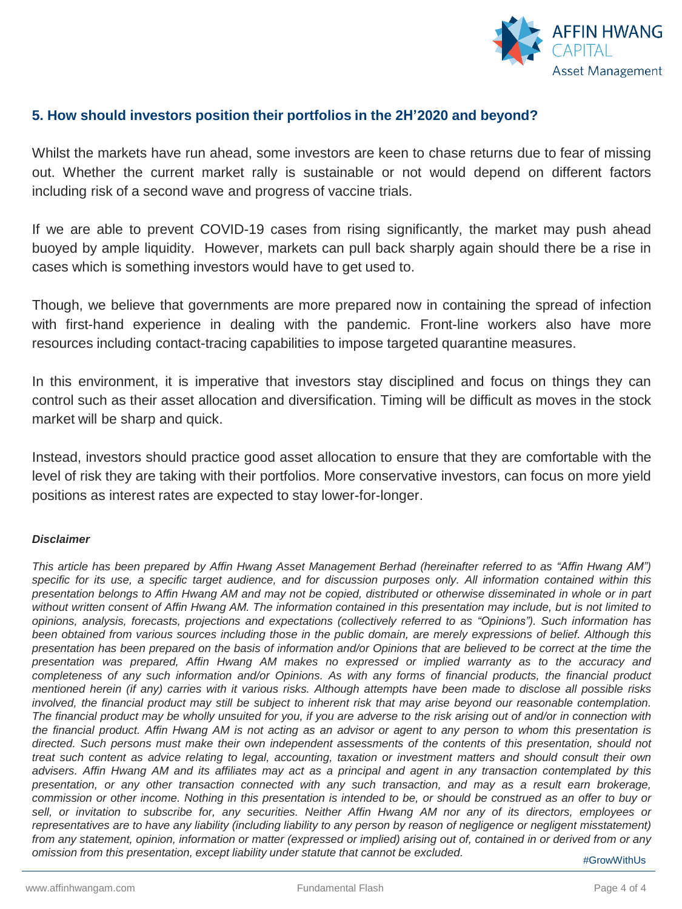### 5. How should investors position their portfolios in the 2H'2020 and beyond?

Whilst the markets have run ahead, some investors are keen to chase returns due to fear of missing out. Whether the current market rally is sustainable or not would depend on different factors including risk of a second wave and progress of vaccine trials.

If we are able to prevent COVID-19 cases from rising significantly, the market may push ahead buoyed by ample liquidity. However, markets can pull back sharply again should there be a rise in cases which is something investors would have to get used to.

Though, we believe that governments are more prepared now in containing the spread of infection with first-hand experience in dealing with the pandemic. Front-line workers also have more resources including contact-tracing capabilities to impose targeted quarantine measures.

In this environment, it is imperative that investors stay disciplined and focus on things they can control such as their asset allocation and diversification. Timing will be difficult as moves in the stock market will be sharp and quick.

Instead, investors should practice good asset allocation to ensure that they are comfortable with the level of risk they are taking with their portfolios. More conservative investors, can focus on more yield positions as interest rates are expected to stay lower-for-longer.

***Disclaimer***

*This article has been prepared by Affin Hwang Asset Management Berhad (hereinafter referred to as "Affin Hwang AM") specific for its use, a specific target audience, and for discussion purposes only. All information contained within this presentation belongs to Affin Hwang AM and may not be copied, distributed or otherwise disseminated in whole or in part without written consent of Affin Hwang AM. The information contained in this presentation may include, but is not limited to opinions, analysis, forecasts, projections and expectations (collectively referred to as "Opinions"). Such information has been obtained from various sources including those in the public domain, are merely expressions of belief. Although this presentation has been prepared on the basis of information and/or Opinions that are believed to be correct at the time the presentation was prepared, Affin Hwang AM makes no expressed or implied warranty as to the accuracy and completeness of any such information and/or Opinions. As with any forms of financial products, the financial product mentioned herein (if any) carries with it various risks. Although attempts have been made to disclose all possible risks involved, the financial product may still be subject to inherent risk that may arise beyond our reasonable contemplation. The financial product may be wholly unsuited for you, if you are adverse to the risk arising out of and/or in connection with the financial product. Affin Hwang AM is not acting as an advisor or agent to any person to whom this presentation is directed. Such persons must make their own independent assessments of the contents of this presentation, should not treat such content as advice relating to legal, accounting, taxation or investment matters and should consult their own advisers. Affin Hwang AM and its affiliates may act as a principal and agent in any transaction contemplated by this presentation, or any other transaction connected with any such transaction, and may as a result earn brokerage, commission or other income. Nothing in this presentation is intended to be, or should be construed as an offer to buy or sell, or invitation to subscribe for, any securities. Neither Affin Hwang AM nor any of its directors, employees or representatives are to have any liability (including liability to any person by reason of negligence or negligent misstatement) from any statement, opinion, information or matter (expressed or implied) arising out of, contained in or derived from or any omission from this presentation, except liability under statute that cannot be excluded.*

#GrowWithUs